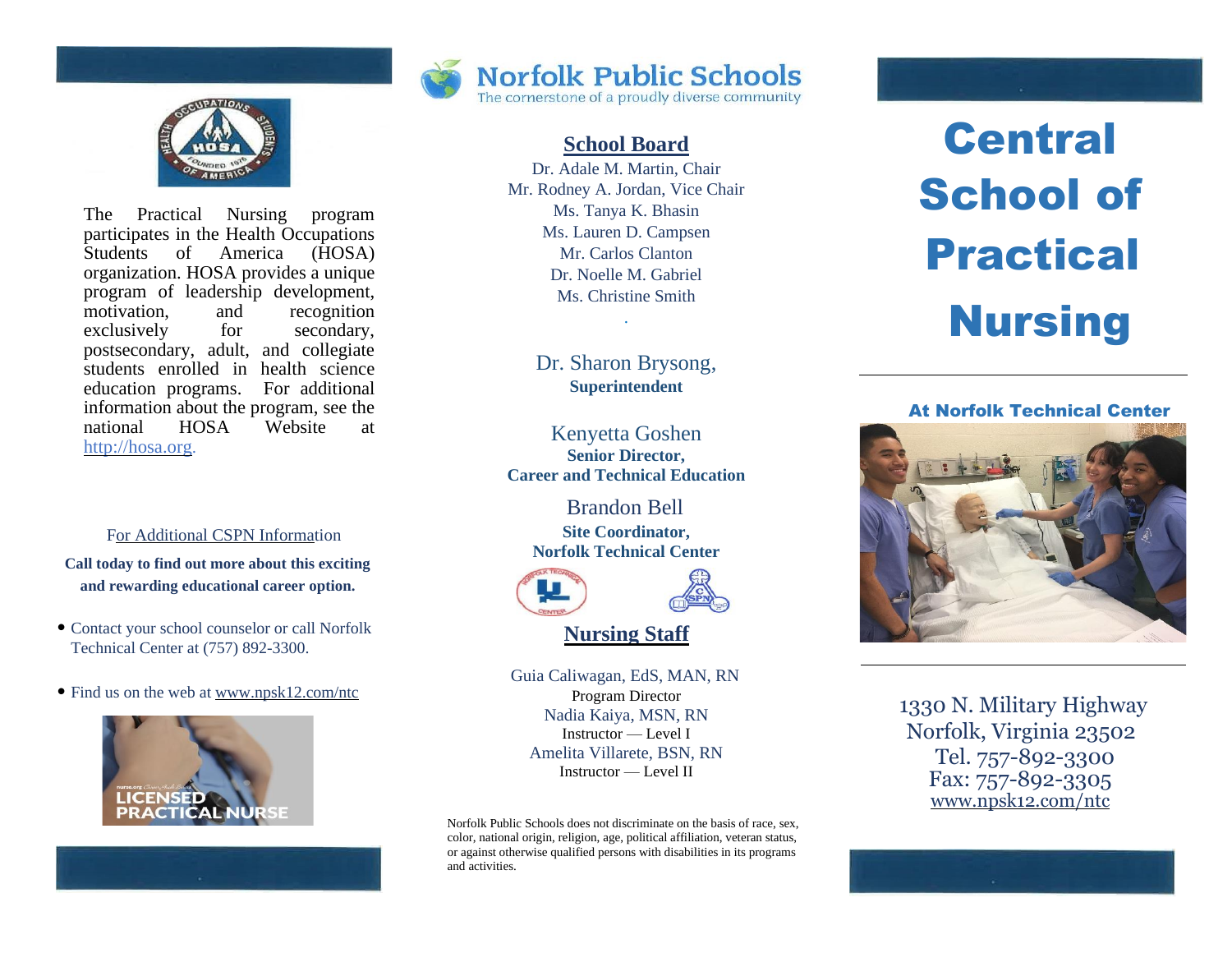The Practical Nursing program participates in the Health Occupations Students of America (HOSA) organization. HOSA provides a unique program of leadership development, motivation, and recognition exclusively for secondary, postsecondary, adult, and collegiate students enrolled in health science education programs. For additional information about the program, see the national HOSA Website at http://hosa.org.

For Additional CSPN Information

**Call today to find out more about this exciting and rewarding educational career option.**

- Contact your school counselor or call Norfolk Technical Center at (757) 892-3300.
- Find us on the web at www.npsk12.com/ntc

LICENSED PRACTICAL NURSE

# Norfolk Public Schools

The cornerstone of a proudly diverse community

## School Board

Dr. Adale M. Martin, Chair
Mr. Rodney A. Jordan, Vice Chair
Ms. Tanya K. Bhasin
Ms. Lauren D. Campsen
Mr. Carlos Clanton
Dr. Noelle M. Gabriel
Ms. Christine Smith

Dr. Sharon Brysong,
**Superintendent**

Kenyetta Goshen
**Senior Director,**
**Career and Technical Education**

Brandon Bell
**Site Coordinator,**
**Norfolk Technical Center**

## Nursing Staff

Guia Caliwagan, EdS, MAN, RN
Program Director
Nadia Kaiya, MSN, RN
Instructor — Level I
Amelita Villarete, BSN, RN
Instructor — Level II

Norfolk Public Schools does not discriminate on the basis of race, sex, color, national origin, religion, age, political affiliation, veteran status, or against otherwise qualified persons with disabilities in its programs and activities.

# Central School of Practical Nursing

**At Norfolk Technical Center**

1330 N. Military Highway
Norfolk, Virginia 23502
Tel. 757-892-3300
Fax: 757-892-3305
www.npsk12.com/ntc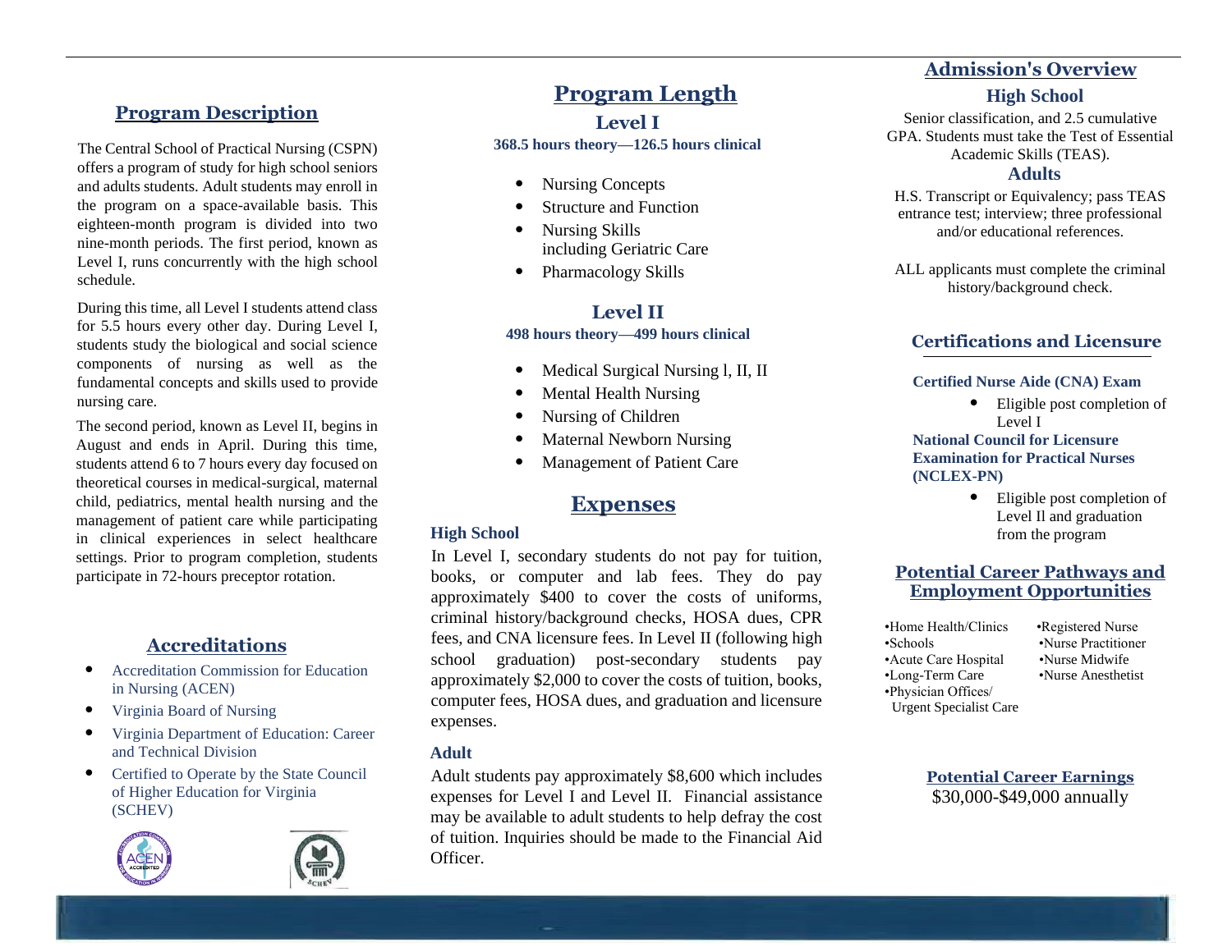## Program Description

The Central School of Practical Nursing (CSPN) offers a program of study for high school seniors and adults students. Adult students may enroll in the program on a space-available basis. This eighteen-month program is divided into two nine-month periods. The first period, known as Level I, runs concurrently with the high school schedule.

During this time, all Level I students attend class for 5.5 hours every other day. During Level I, students study the biological and social science components of nursing as well as the fundamental concepts and skills used to provide nursing care.

The second period, known as Level II, begins in August and ends in April. During this time, students attend 6 to 7 hours every day focused on theoretical courses in medical-surgical, maternal child, pediatrics, mental health nursing and the management of patient care while participating in clinical experiences in select healthcare settings. Prior to program completion, students participate in 72-hours preceptor rotation.

## Accreditations

- Accreditation Commission for Education in Nursing (ACEN)
- Virginia Board of Nursing
- Virginia Department of Education: Career and Technical Division
- Certified to Operate by the State Council of Higher Education for Virginia (SCHEV)

## Program Length

### Level I

**368.5 hours theory—126.5 hours clinical**

- Nursing Concepts
- Structure and Function
- Nursing Skills including Geriatric Care
- Pharmacology Skills

### Level II

**498 hours theory—499 hours clinical**

- Medical Surgical Nursing l, II, II
- Mental Health Nursing
- Nursing of Children
- Maternal Newborn Nursing
- Management of Patient Care

## Expenses

### High School

In Level I, secondary students do not pay for tuition, books, or computer and lab fees. They do pay approximately $400 to cover the costs of uniforms, criminal history/background checks, HOSA dues, CPR fees, and CNA licensure fees. In Level II (following high school graduation) post-secondary students pay approximately $2,000 to cover the costs of tuition, books, computer fees, HOSA dues, and graduation and licensure expenses.

### Adult

Adult students pay approximately $8,600 which includes expenses for Level I and Level II. Financial assistance may be available to adult students to help defray the cost of tuition. Inquiries should be made to the Financial Aid Officer.

## Admission's Overview

### High School

Senior classification, and 2.5 cumulative GPA. Students must take the Test of Essential Academic Skills (TEAS).

### Adults

H.S. Transcript or Equivalency; pass TEAS entrance test; interview; three professional and/or educational references.

ALL applicants must complete the criminal history/background check.

## Certifications and Licensure

**Certified Nurse Aide (CNA) Exam**

- Eligible post completion of Level I

**National Council for Licensure Examination for Practical Nurses (NCLEX-PN)**

- Eligible post completion of Level Il and graduation from the program

## Potential Career Pathways and Employment Opportunities

•Home Health/Clinics
•Schools
•Acute Care Hospital
•Long-Term Care
•Physician Offices/ Urgent Specialist Care

•Registered Nurse
•Nurse Practitioner
•Nurse Midwife
•Nurse Anesthetist

## Potential Career Earnings

$30,000-$49,000 annually